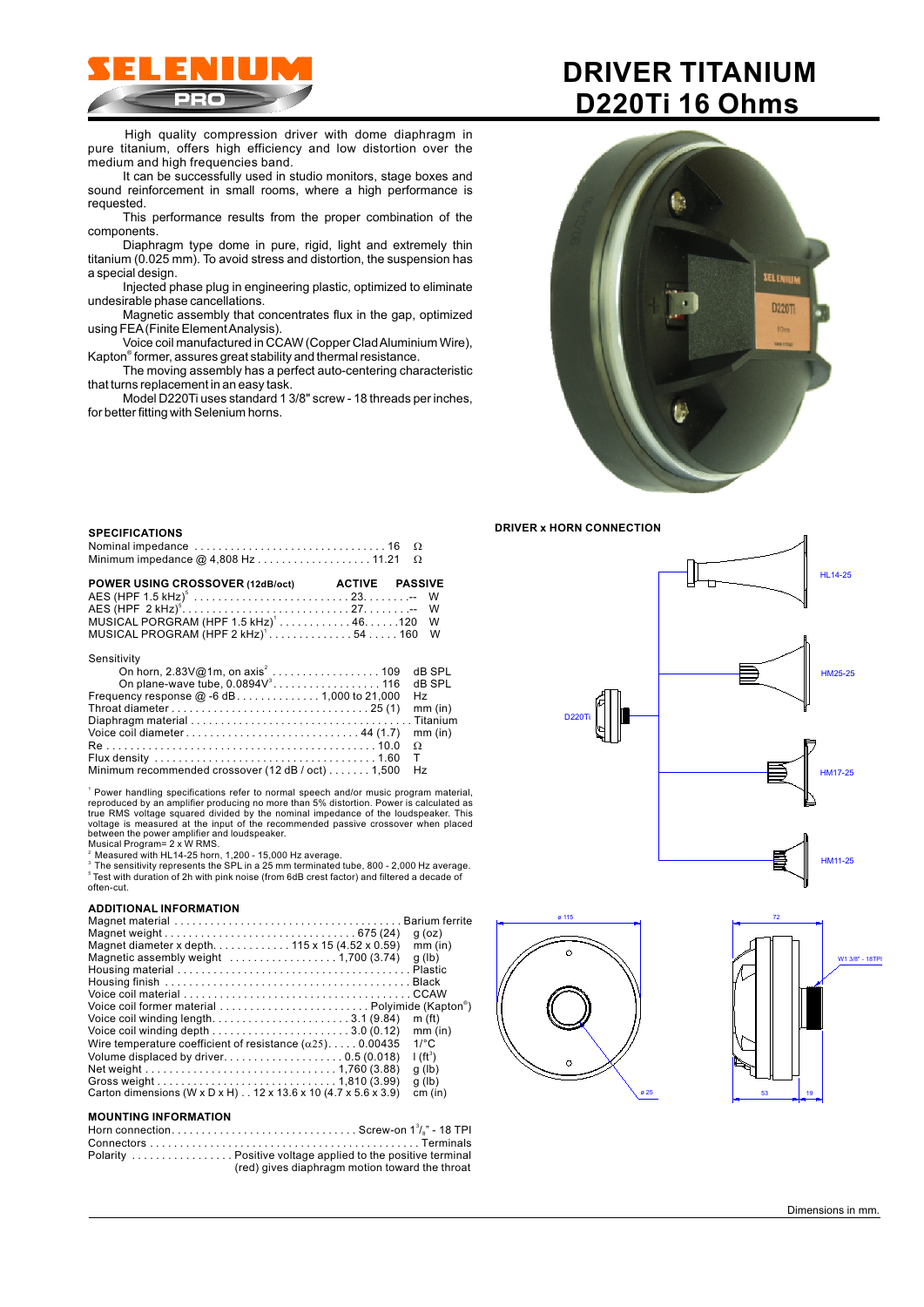# DRIVER TITANIUM D220Ti 16 Ohms

High quality compression driver with dome diaphragm in pure titanium, offers high efficiency and low distortion over the medium and high frequencies band.

It can be successfully used in studio monitors, stage boxes and sound reinforcement in small rooms, where a high performance is requested.

This performance results from the proper combination of the components.

Diaphragm type dome in pure, rigid, light and extremely thin titanium (0.025 mm). To avoid stress and distortion, the suspension has a special design.

Injected phase plug in engineering plastic, optimized to eliminate undesirable phase cancellations.

Magnetic assembly that concentrates flux in the gap, optimized using FEA (Finite Element Analysis).

Voice coil manufactured in CCAW (Copper Clad Aluminium Wire), Kapton® former, assures great stability and thermal resistance.

The moving assembly has a perfect auto-centering characteristic that turns replacement in an easy task.

Model D220Ti uses standard 1 3/8" screw - 18 threads per inches, for better fitting with Selenium horns.

## SPECIFICATIONS

| | | |
|---|---|---|
| Nominal impedance | 16 | Ω |
| Minimum impedance @ 4,808 Hz | 11.21 | Ω |

| POWER USING CROSSOVER (12dB/oct) | ACTIVE | PASSIVE | |
|---|---|---|---|
| AES (HPF 1.5 kHz)[5] | 23 | -- | W |
| AES (HPF 2 kHz)[5] | 27 | -- | W |
| MUSICAL PORGRAM (HPF 1.5 kHz)[1] | 46 | 120 | W |
| MUSICAL PROGRAM (HPF 2 kHz)[1] | 54 | 160 | W |

| | | |
|---|---|---|
| Sensitivity | | |
| On horn, 2.83V@1m, on axis[2] | 109 | dB SPL |
| On plane-wave tube, 0.0894V[3] | 116 | dB SPL |
| Frequency response @ -6 dB | 1,000 to 21,000 | Hz |
| Throat diameter | 25 (1) | mm (in) |
| Diaphragm material | Titanium | |
| Voice coil diameter | 44 (1.7) | mm (in) |
| Re | 10.0 | Ω |
| Flux density | 1.60 | T |
| Minimum recommended crossover (12 dB / oct) | 1,500 | Hz |

[1] Power handling specifications refer to normal speech and/or music program material, reproduced by an amplifier producing no more than 5% distortion. Power is calculated as true RMS voltage squared divided by the nominal impedance of the loudspeaker. This voltage is measured at the input of the recommended passive crossover when placed between the power amplifier and loudspeaker.
Musical Program= 2 x W RMS.
[2] Measured with HL14-25 horn, 1,200 - 15,000 Hz average.
[3] The sensitivity represents the SPL in a 25 mm terminated tube, 800 - 2,000 Hz average.
[5] Test with duration of 2h with pink noise (from 6dB crest factor) and filtered a decade of often-cut.

## ADDITIONAL INFORMATION

| | | |
|---|---|---|
| Magnet material | Barium ferrite | |
| Magnet weight | 675 (24) | g (oz) |
| Magnet diameter x depth | 115 x 15 (4.52 x 0.59) | mm (in) |
| Magnetic assembly weight | 1,700 (3.74) | g (lb) |
| Housing material | Plastic | |
| Housing finish | Black | |
| Voice coil material | CCAW | |
| Voice coil former material | Polyimide (Kapton®) | |
| Voice coil winding length | 3.1 (9.84) | m (ft) |
| Voice coil winding depth | 3.0 (0.12) | mm (in) |
| Wire temperature coefficient of resistance ($\alpha 25$) | 0.00435 | 1/°C |
| Volume displaced by driver | 0.5 (0.018) | l (ft³) |
| Net weight | 1,760 (3.88) | g (lb) |
| Gross weight | 1,810 (3.99) | g (lb) |
| Carton dimensions (W x D x H) | 12 x 13.6 x 10 (4.7 x 5.6 x 3.9) | cm (in) |

## MOUNTING INFORMATION

| | |
|---|---|
| Horn connection | Screw-on $1^3/_8$" - 18 TPI |
| Connectors | Terminals |
| Polarity | Positive voltage applied to the positive terminal (red) gives diaphragm motion toward the throat |

## DRIVER x HORN CONNECTION

D220Ti — HL14-25, HM25-25, HM17-25, HM11-25

ø 115 — ø 25 — 72 — 53 — 19 — W1 3/8" - 18TPI

Dimensions in mm.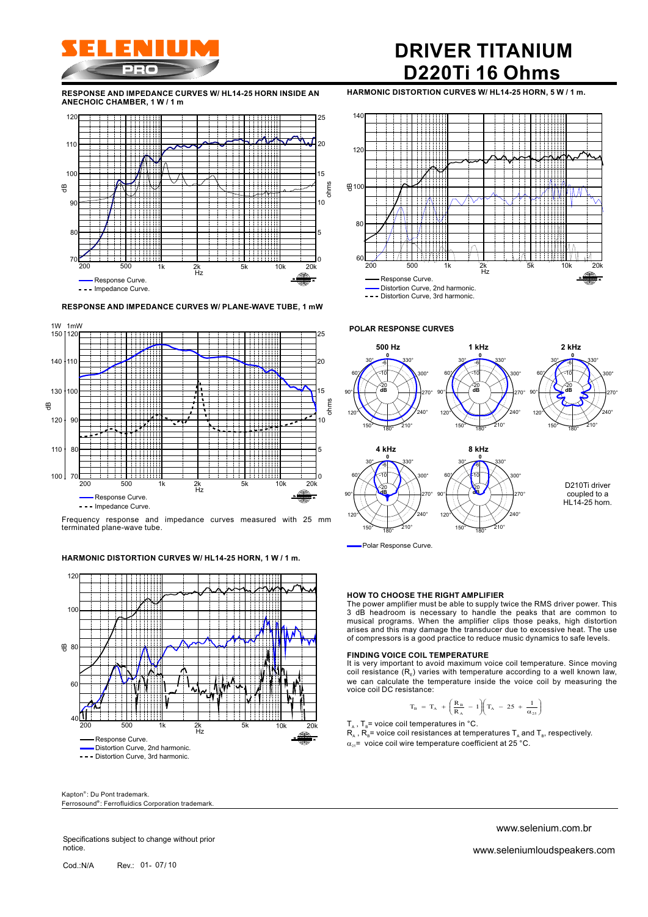# DRIVER TITANIUM D220Ti 16 Ohms

**RESPONSE AND IMPEDANCE CURVES W/ HL14-25 HORN INSIDE AN ANECHOIC CHAMBER, 1 W / 1 m**

120 110 100 90 80 70
dB
25 20 15 10 5 0
ohms
200 500 1k 2k 5k 10k 20k
Hz
Response Curve.
Impedance Curve.

**RESPONSE AND IMPEDANCE CURVES W/ PLANE-WAVE TUBE, 1 mW**

1W 1mW
150 120
140 110
130 100
120 90
110 80
100 70
dB
25 20 15 10 5 0
ohms
200 500 1k 2k 5k 10k 20k
Hz
Response Curve.
Impedance Curve.

Frequency response and impedance curves measured with 25 mm terminated plane-wave tube.

**HARMONIC DISTORTION CURVES W/ HL14-25 HORN, 1 W / 1 m.**

120 100 80 60 40
dB
200 500 1k 2k 5k 10k 20k
Hz
Response Curve.
Distortion Curve, 2nd harmonic.
Distortion Curve, 3rd harmonic.

**HARMONIC DISTORTION CURVES W/ HL14-25 HORN, 5 W / 1 m.**

140 120 100 80 60
dB
200 500 1k 2k 5k 10k 20k
Hz
Response Curve.
Distortion Curve, 2nd harmonic.
Distortion Curve, 3rd harmonic.

**POLAR RESPONSE CURVES**

500 Hz
1 kHz
2 kHz
4 kHz
8 kHz

D210Ti driver coupled to a HL14-25 horn.

Polar Response Curve.

**HOW TO CHOOSE THE RIGHT AMPLIFIER**

The power amplifier must be able to supply twice the RMS driver power. This 3 dB headroom is necessary to handle the peaks that are common to musical programs. When the amplifier clips those peaks, high distortion arises and this may damage the transducer due to excessive heat. The use of compressors is a good practice to reduce music dynamics to safe levels.

**FINDING VOICE COIL TEMPERATURE**

It is very important to avoid maximum voice coil temperature. Since moving coil resistance ($R_E$) varies with temperature according to a well known law, we can calculate the temperature inside the voice coil by measuring the voice coil DC resistance:

$$T_B = T_A + \left(\frac{R_B}{R_A} - 1\right)\left(T_A - 25 + \frac{1}{\alpha_{25}}\right)$$

$T_A$ , $T_B$= voice coil temperatures in °C.
$R_A$ , $R_B$= voice coil resistances at temperatures $T_A$ and $T_B$, respectively.
$\alpha_{25}$= voice coil wire temperature coefficient at 25 °C.

Kapton®: Du Pont trademark.
Ferrosound®: Ferrofluidics Corporation trademark.

Specifications subject to change without prior notice.

Cod.:N/A Rev.: 01- 07/10

www.selenium.com.br
www.seleniumloudspeakers.com